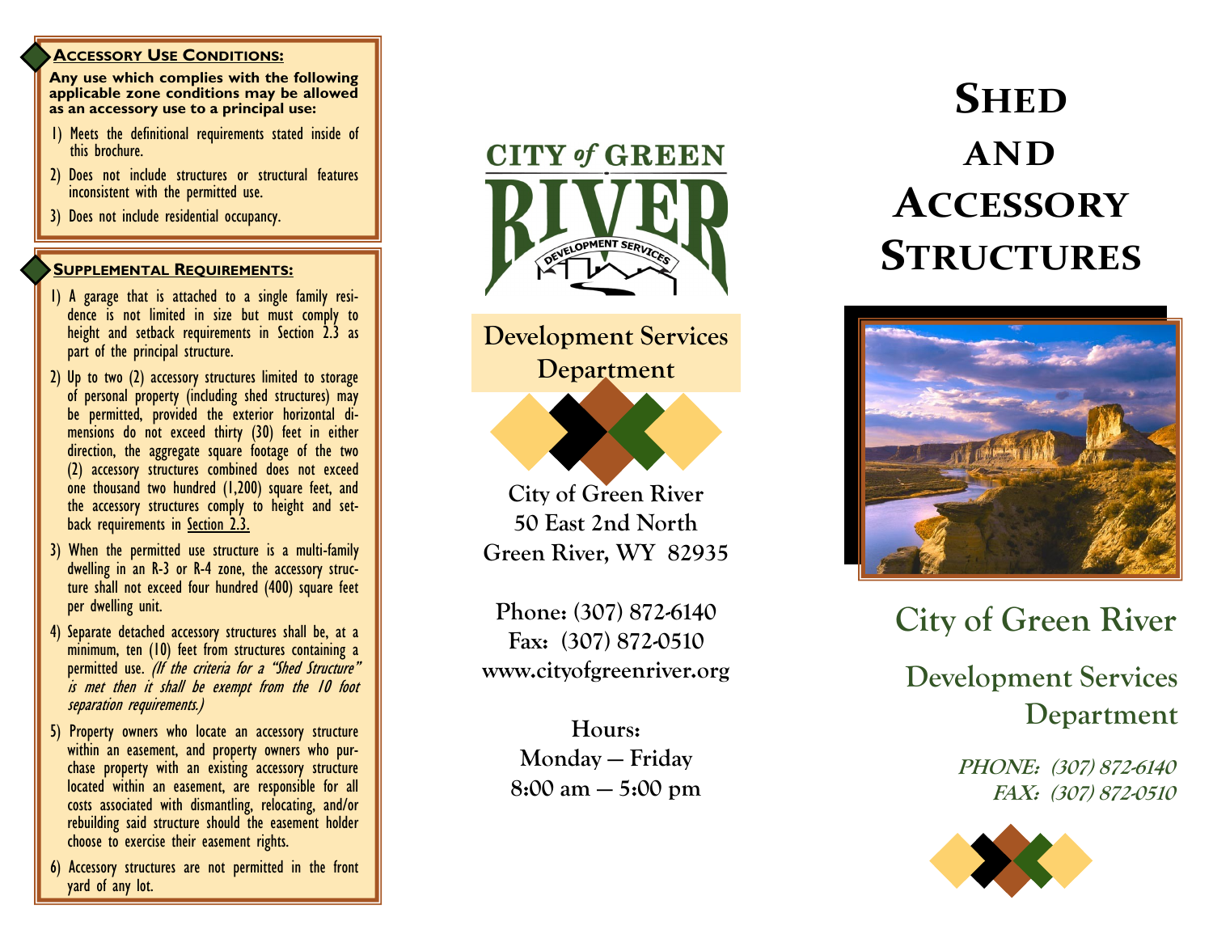## Accessory Use Conditions:

**Any use which complies with the following applicable zone conditions may be allowed as an accessory use to a principal use:**

1) Meets the definitional requirements stated inside of this brochure.
2) Does not include structures or structural features inconsistent with the permitted use.
3) Does not include residential occupancy.

## Supplemental Requirements:

1) A garage that is attached to a single family residence is not limited in size but must comply to height and setback requirements in Section 2.3 as part of the principal structure.
2) Up to two (2) accessory structures limited to storage of personal property (including shed structures) may be permitted, provided the exterior horizontal dimensions do not exceed thirty (30) feet in either direction, the aggregate square footage of the two (2) accessory structures combined does not exceed one thousand two hundred (1,200) square feet, and the accessory structures comply to height and setback requirements in Section 2.3.
3) When the permitted use structure is a multi-family dwelling in an R-3 or R-4 zone, the accessory structure shall not exceed four hundred (400) square feet per dwelling unit.
4) Separate detached accessory structures shall be, at a minimum, ten (10) feet from structures containing a permitted use. *(If the criteria for a "Shed Structure" is met then it shall be exempt from the 10 foot separation requirements.)*
5) Property owners who locate an accessory structure within an easement, and property owners who purchase property with an existing accessory structure located within an easement, are responsible for all costs associated with dismantling, relocating, and/or rebuilding said structure should the easement holder choose to exercise their easement rights.
6) Accessory structures are not permitted in the front yard of any lot.

CITY of GREEN RIVER
DEVELOPMENT SERVICES

**Development Services Department**

**City of Green River**
**50 East 2nd North**
**Green River, WY 82935**

**Phone: (307) 872-6140**
**Fax: (307) 872-0510**
**www.cityofgreenriver.org**

**Hours:**
**Monday — Friday**
**8:00 am — 5:00 pm**

# Shed and Accessory Structures

## City of Green River

### Development Services Department

***PHONE: (307) 872-6140***
***FAX: (307) 872-0510***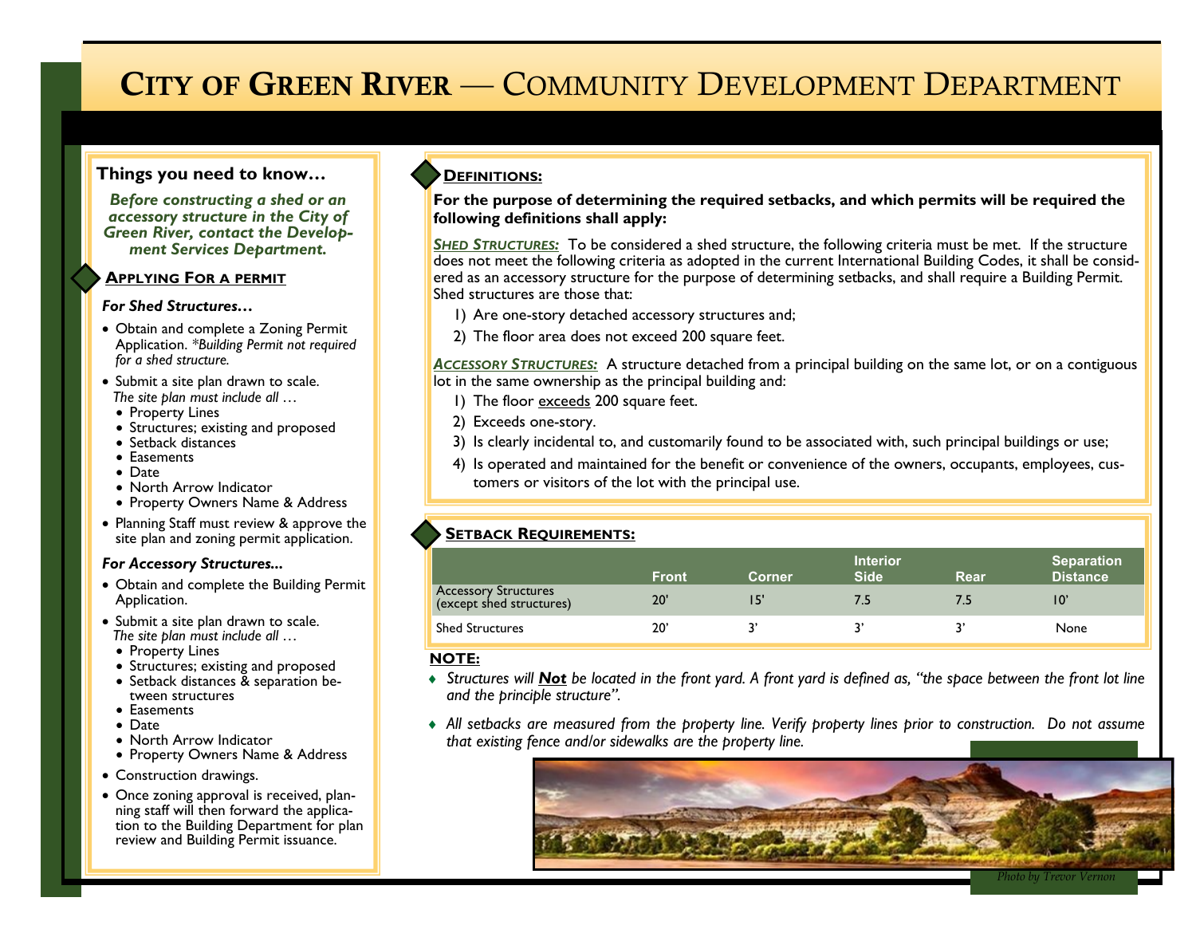# CITY OF GREEN RIVER — COMMUNITY DEVELOPMENT DEPARTMENT

## Things you need to know…

***Before constructing a shed or an accessory structure in the City of Green River, contact the Development Services Department.***

### APPLYING FOR A PERMIT

***For Shed Structures…***

- Obtain and complete a Zoning Permit Application. *\*Building Permit not required for a shed structure.*
- Submit a site plan drawn to scale.
  *The site plan must include all …*
  - Property Lines
  - Structures; existing and proposed
  - Setback distances
  - Easements
  - Date
  - North Arrow Indicator
  - Property Owners Name & Address
- Planning Staff must review & approve the site plan and zoning permit application.

***For Accessory Structures...***

- Obtain and complete the Building Permit Application.
- Submit a site plan drawn to scale.
  *The site plan must include all …*
  - Property Lines
  - Structures; existing and proposed
  - Setback distances & separation between structures
  - Easements
  - Date
  - North Arrow Indicator
  - Property Owners Name & Address
- Construction drawings.
- Once zoning approval is received, planning staff will then forward the application to the Building Department for plan review and Building Permit issuance.

### DEFINITIONS:

**For the purpose of determining the required setbacks, and which permits will be required the following definitions shall apply:**

***SHED STRUCTURES:*** To be considered a shed structure, the following criteria must be met. If the structure does not meet the following criteria as adopted in the current International Building Codes, it shall be considered as an accessory structure for the purpose of determining setbacks, and shall require a Building Permit. Shed structures are those that:

1) Are one-story detached accessory structures and;
2) The floor area does not exceed 200 square feet.

***ACCESSORY STRUCTURES:*** A structure detached from a principal building on the same lot, or on a contiguous lot in the same ownership as the principal building and:

1) The floor exceeds 200 square feet.
2) Exceeds one-story.
3) Is clearly incidental to, and customarily found to be associated with, such principal buildings or use;
4) Is operated and maintained for the benefit or convenience of the owners, occupants, employees, customers or visitors of the lot with the principal use.

### SETBACK REQUIREMENTS:

| | Front | Corner | Interior Side | Rear | Separation Distance |
|---|---|---|---|---|---|
| Accessory Structures (except shed structures) | 20' | 15' | 7.5 | 7.5 | 10' |
| Shed Structures | 20' | 3' | 3' | 3' | None |

**NOTE:**

- *Structures will **Not** be located in the front yard. A front yard is defined as, "the space between the front lot line and the principle structure".*
- *All setbacks are measured from the property line. Verify property lines prior to construction. Do not assume that existing fence and/or sidewalks are the property line.*

*Photo by Trevor Vernon*